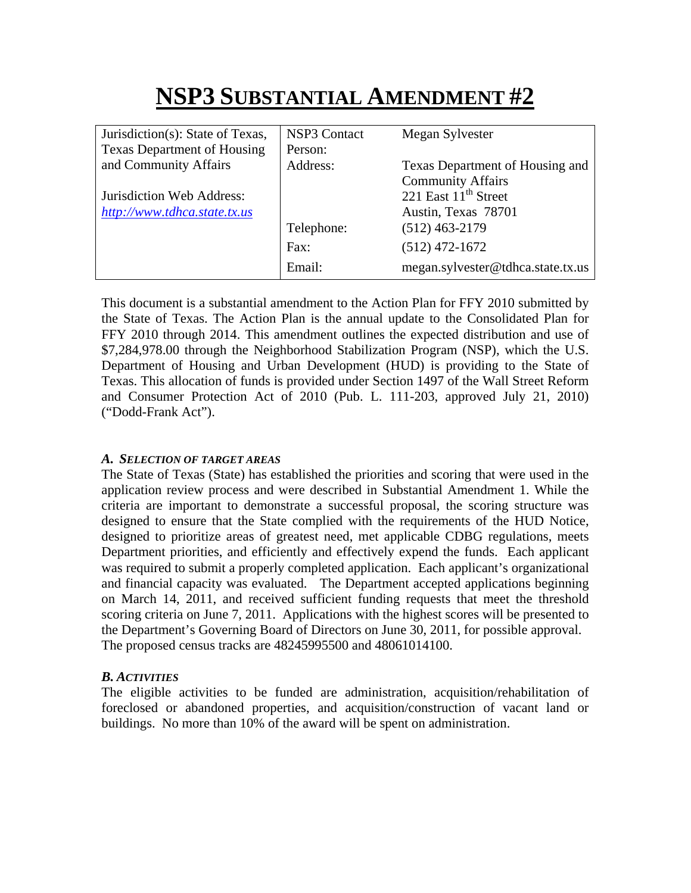# NSP3 SUBSTANTIAL AMENDMENT #2

| Jurisdiction(s): State of Texas, Texas Department of Housing and Community Affairs | NSP3 Contact Person: | Megan Sylvester |
| --- | --- | --- |
| Jurisdiction Web Address: [http://www.tdhca.state.tx.us](http://www.tdhca.state.tx.us) | Address: | Texas Department of Housing and Community Affairs<br>221 East 11th Street<br>Austin, Texas 78701 |
| | Telephone: | (512) 463-2179 |
| | Fax: | (512) 472-1672 |
| | Email: | megan.sylvester@tdhca.state.tx.us |

This document is a substantial amendment to the Action Plan for FFY 2010 submitted by the State of Texas. The Action Plan is the annual update to the Consolidated Plan for FFY 2010 through 2014. This amendment outlines the expected distribution and use of $7,284,978.00 through the Neighborhood Stabilization Program (NSP), which the U.S. Department of Housing and Urban Development (HUD) is providing to the State of Texas. This allocation of funds is provided under Section 1497 of the Wall Street Reform and Consumer Protection Act of 2010 (Pub. L. 111-203, approved July 21, 2010) ("Dodd-Frank Act").

### *A. SELECTION OF TARGET AREAS*

The State of Texas (State) has established the priorities and scoring that were used in the application review process and were described in Substantial Amendment 1. While the criteria are important to demonstrate a successful proposal, the scoring structure was designed to ensure that the State complied with the requirements of the HUD Notice, designed to prioritize areas of greatest need, met applicable CDBG regulations, meets Department priorities, and efficiently and effectively expend the funds. Each applicant was required to submit a properly completed application. Each applicant's organizational and financial capacity was evaluated. The Department accepted applications beginning on March 14, 2011, and received sufficient funding requests that meet the threshold scoring criteria on June 7, 2011. Applications with the highest scores will be presented to the Department's Governing Board of Directors on June 30, 2011, for possible approval. The proposed census tracks are 48245995500 and 48061014100.

### *B. ACTIVITIES*

The eligible activities to be funded are administration, acquisition/rehabilitation of foreclosed or abandoned properties, and acquisition/construction of vacant land or buildings. No more than 10% of the award will be spent on administration.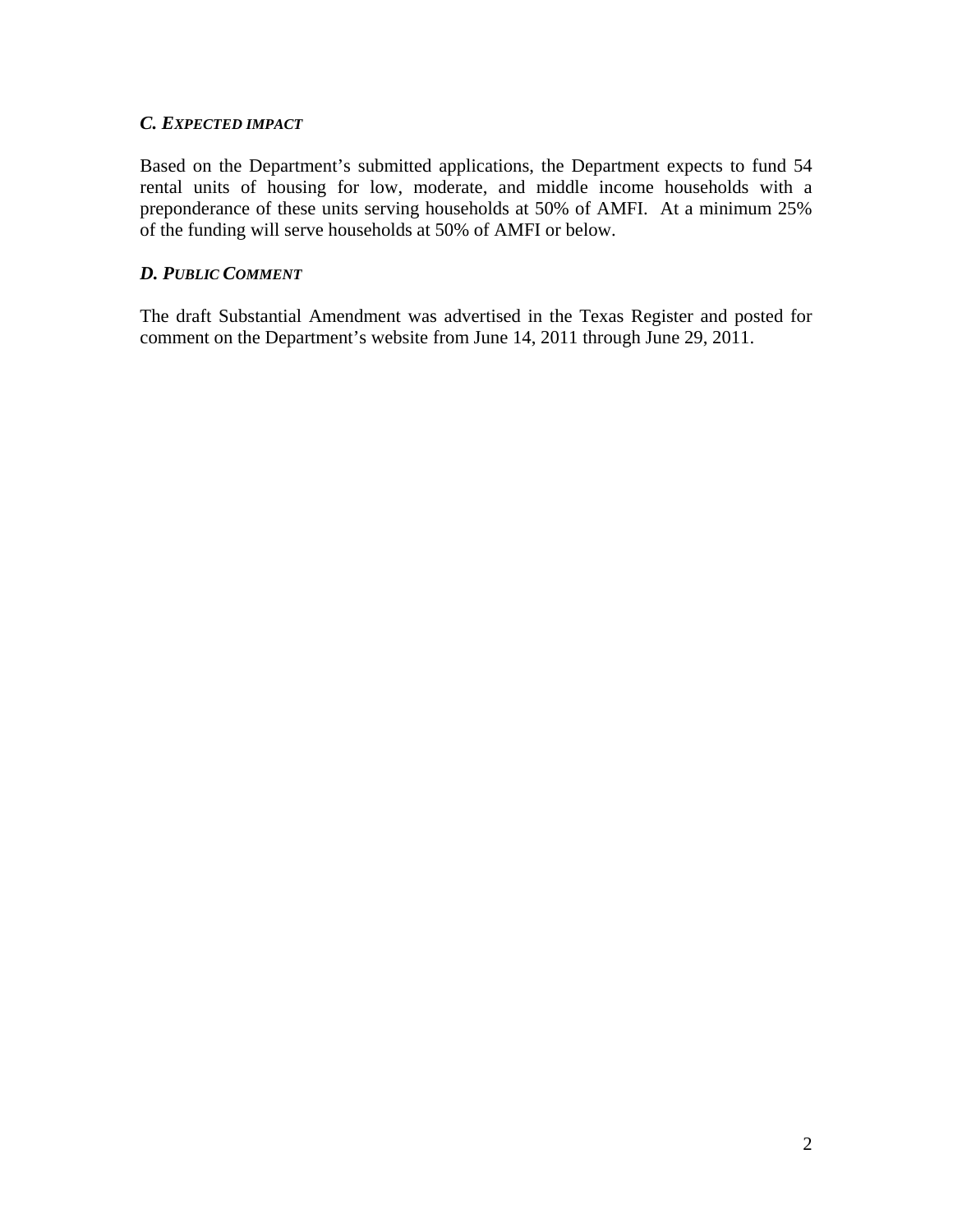### *C. EXPECTED IMPACT*

Based on the Department's submitted applications, the Department expects to fund 54 rental units of housing for low, moderate, and middle income households with a preponderance of these units serving households at 50% of AMFI. At a minimum 25% of the funding will serve households at 50% of AMFI or below.

### *D. PUBLIC COMMENT*

The draft Substantial Amendment was advertised in the Texas Register and posted for comment on the Department's website from June 14, 2011 through June 29, 2011.